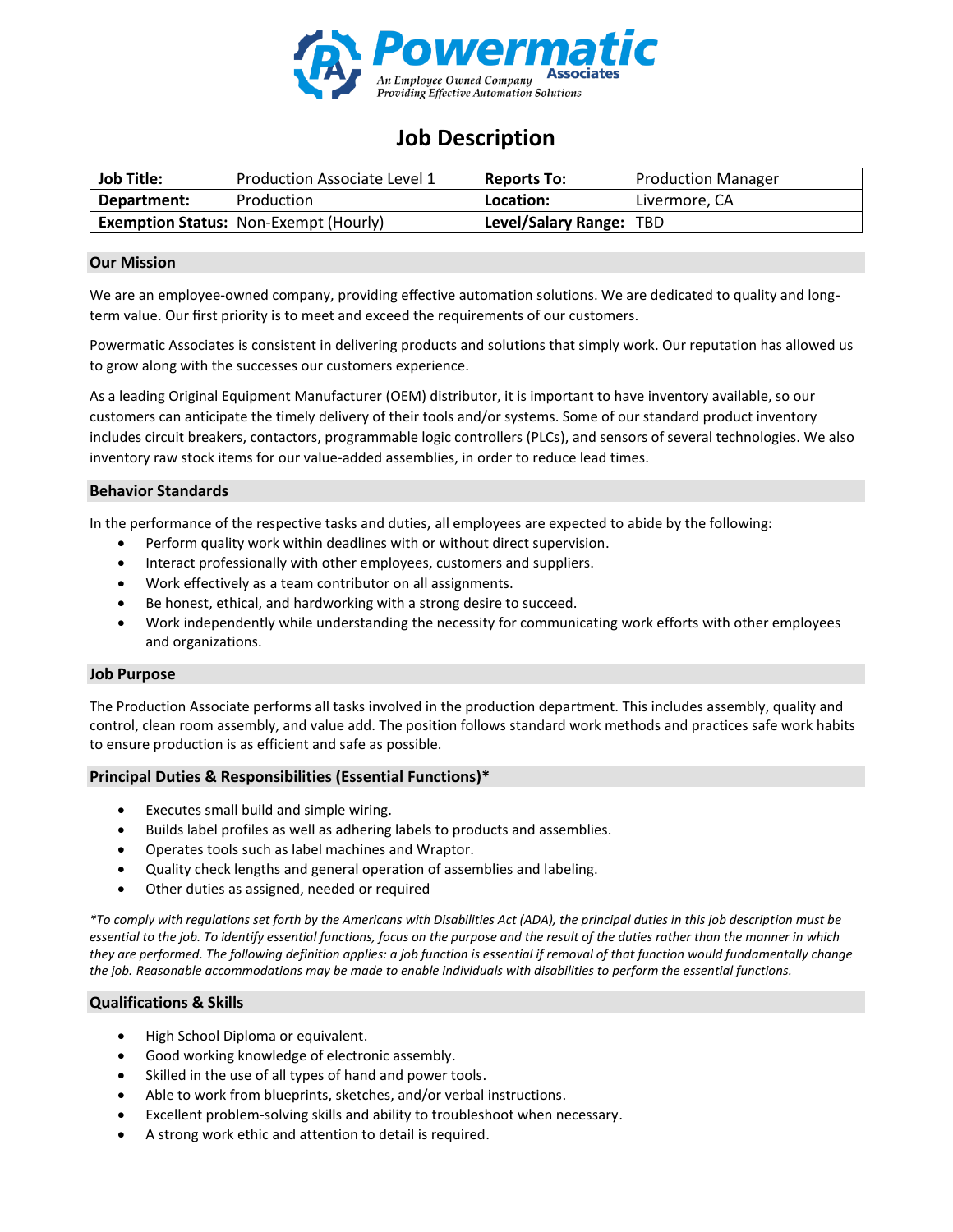Powermatic Associates
An Employee Owned Company
Providing Effective Automation Solutions

# Job Description

| | | | |
|---|---|---|---|
| **Job Title:** | Production Associate Level 1 | **Reports To:** | Production Manager |
| **Department:** | Production | **Location:** | Livermore, CA |
| **Exemption Status:** | Non-Exempt (Hourly) | **Level/Salary Range:** | TBD |

## Our Mission

We are an employee-owned company, providing effective automation solutions. We are dedicated to quality and long-term value. Our first priority is to meet and exceed the requirements of our customers.

Powermatic Associates is consistent in delivering products and solutions that simply work. Our reputation has allowed us to grow along with the successes our customers experience.

As a leading Original Equipment Manufacturer (OEM) distributor, it is important to have inventory available, so our customers can anticipate the timely delivery of their tools and/or systems. Some of our standard product inventory includes circuit breakers, contactors, programmable logic controllers (PLCs), and sensors of several technologies. We also inventory raw stock items for our value-added assemblies, in order to reduce lead times.

## Behavior Standards

In the performance of the respective tasks and duties, all employees are expected to abide by the following:

- Perform quality work within deadlines with or without direct supervision.
- Interact professionally with other employees, customers and suppliers.
- Work effectively as a team contributor on all assignments.
- Be honest, ethical, and hardworking with a strong desire to succeed.
- Work independently while understanding the necessity for communicating work efforts with other employees and organizations.

## Job Purpose

The Production Associate performs all tasks involved in the production department. This includes assembly, quality and control, clean room assembly, and value add. The position follows standard work methods and practices safe work habits to ensure production is as efficient and safe as possible.

## Principal Duties & Responsibilities (Essential Functions)*

- Executes small build and simple wiring.
- Builds label profiles as well as adhering labels to products and assemblies.
- Operates tools such as label machines and Wraptor.
- Quality check lengths and general operation of assemblies and labeling.
- Other duties as assigned, needed or required

*\*To comply with regulations set forth by the Americans with Disabilities Act (ADA), the principal duties in this job description must be essential to the job. To identify essential functions, focus on the purpose and the result of the duties rather than the manner in which they are performed. The following definition applies: a job function is essential if removal of that function would fundamentally change the job. Reasonable accommodations may be made to enable individuals with disabilities to perform the essential functions.*

## Qualifications & Skills

- High School Diploma or equivalent.
- Good working knowledge of electronic assembly.
- Skilled in the use of all types of hand and power tools.
- Able to work from blueprints, sketches, and/or verbal instructions.
- Excellent problem-solving skills and ability to troubleshoot when necessary.
- A strong work ethic and attention to detail is required.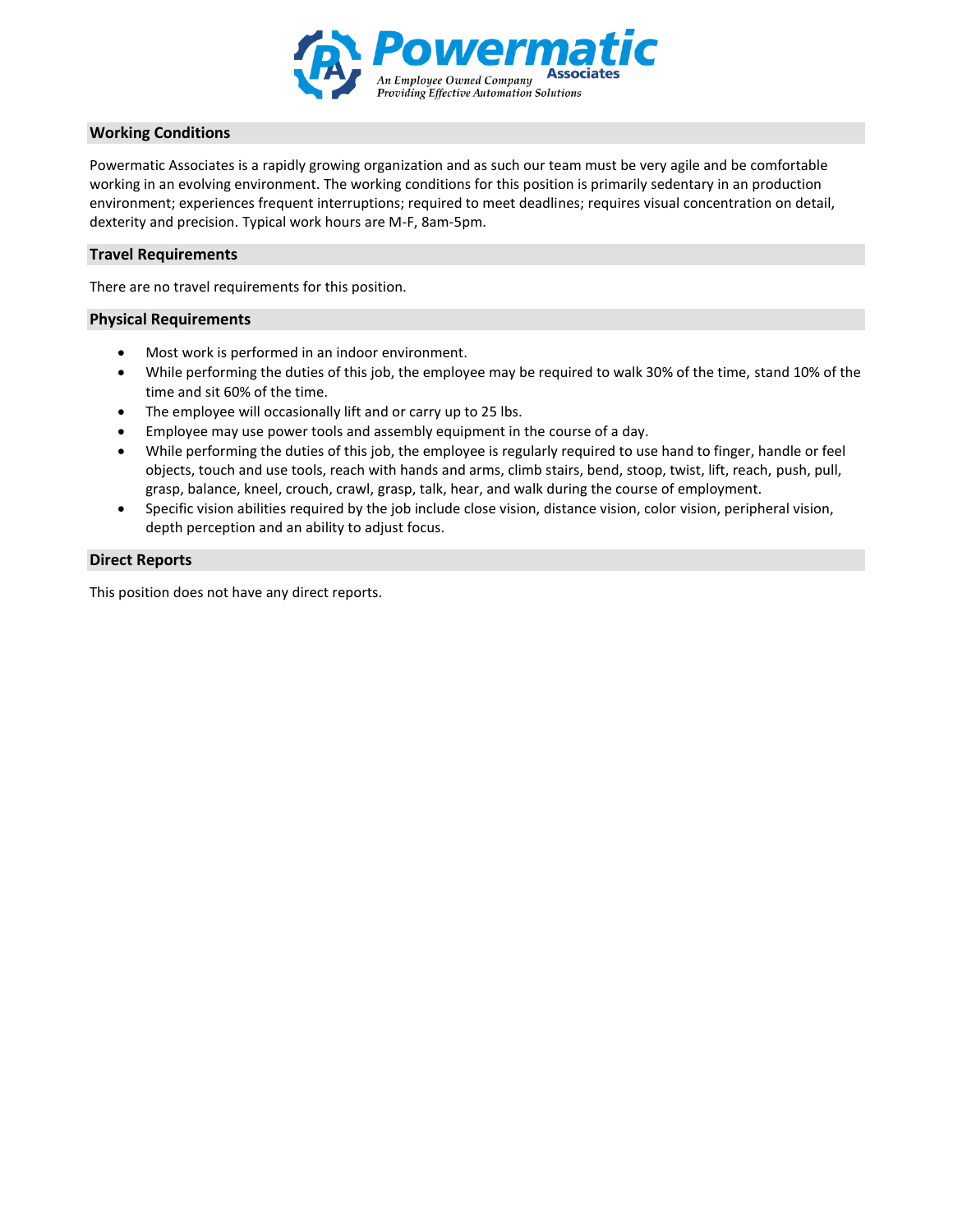## Working Conditions

Powermatic Associates is a rapidly growing organization and as such our team must be very agile and be comfortable working in an evolving environment. The working conditions for this position is primarily sedentary in an production environment; experiences frequent interruptions; required to meet deadlines; requires visual concentration on detail, dexterity and precision. Typical work hours are M-F, 8am-5pm.

## Travel Requirements

There are no travel requirements for this position.

## Physical Requirements

- Most work is performed in an indoor environment.
- While performing the duties of this job, the employee may be required to walk 30% of the time, stand 10% of the time and sit 60% of the time.
- The employee will occasionally lift and or carry up to 25 lbs.
- Employee may use power tools and assembly equipment in the course of a day.
- While performing the duties of this job, the employee is regularly required to use hand to finger, handle or feel objects, touch and use tools, reach with hands and arms, climb stairs, bend, stoop, twist, lift, reach, push, pull, grasp, balance, kneel, crouch, crawl, grasp, talk, hear, and walk during the course of employment.
- Specific vision abilities required by the job include close vision, distance vision, color vision, peripheral vision, depth perception and an ability to adjust focus.

## Direct Reports

This position does not have any direct reports.